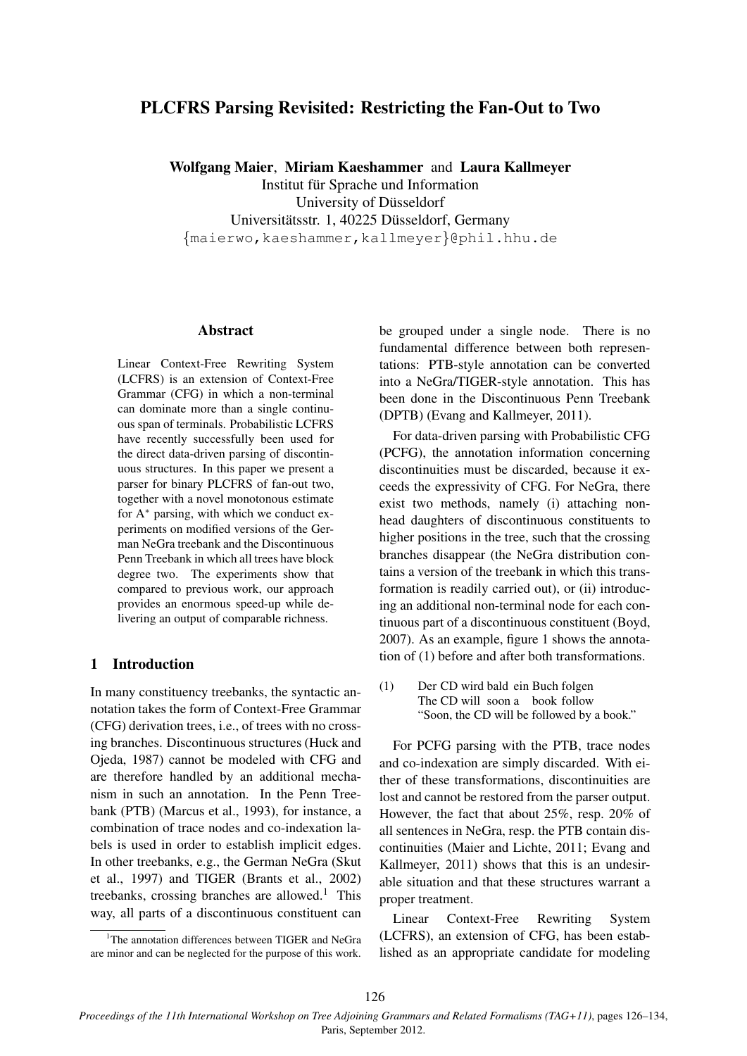# PLCFRS Parsing Revisited: Restricting the Fan-Out to Two

**Wolfgang Maier**, **Miriam Kaeshammer** and **Laura Kallmeyer**
Institut für Sprache und Information
University of Düsseldorf
Universitätsstr. 1, 40225 Düsseldorf, Germany
{maierwo,kaeshammer,kallmeyer}@phil.hhu.de

## Abstract

Linear Context-Free Rewriting System (LCFRS) is an extension of Context-Free Grammar (CFG) in which a non-terminal can dominate more than a single continuous span of terminals. Probabilistic LCFRS have recently successfully been used for the direct data-driven parsing of discontinuous structures. In this paper we present a parser for binary PLCFRS of fan-out two, together with a novel monotonous estimate for A* parsing, with which we conduct experiments on modified versions of the German NeGra treebank and the Discontinuous Penn Treebank in which all trees have block degree two. The experiments show that compared to previous work, our approach provides an enormous speed-up while delivering an output of comparable richness.

## 1 Introduction

In many constituency treebanks, the syntactic annotation takes the form of Context-Free Grammar (CFG) derivation trees, i.e., of trees with no crossing branches. Discontinuous structures (Huck and Ojeda, 1987) cannot be modeled with CFG and are therefore handled by an additional mechanism in such an annotation. In the Penn Treebank (PTB) (Marcus et al., 1993), for instance, a combination of trace nodes and co-indexation labels is used in order to establish implicit edges. In other treebanks, e.g., the German NeGra (Skut et al., 1997) and TIGER (Brants et al., 2002) treebanks, crossing branches are allowed.[1] This way, all parts of a discontinuous constituent can be grouped under a single node. There is no fundamental difference between both representations: PTB-style annotation can be converted into a NeGra/TIGER-style annotation. This has been done in the Discontinuous Penn Treebank (DPTB) (Evang and Kallmeyer, 2011).

For data-driven parsing with Probabilistic CFG (PCFG), the annotation information concerning discontinuities must be discarded, because it exceeds the expressivity of CFG. For NeGra, there exist two methods, namely (i) attaching non-head daughters of discontinuous constituents to higher positions in the tree, such that the crossing branches disappear (the NeGra distribution contains a version of the treebank in which this transformation is readily carried out), or (ii) introducing an additional non-terminal node for each continuous part of a discontinuous constituent (Boyd, 2007). As an example, figure 1 shows the annotation of (1) before and after both transformations.

(1) Der CD wird bald ein Buch folgen
The CD will soon a book follow
"Soon, the CD will be followed by a book."

For PCFG parsing with the PTB, trace nodes and co-indexation are simply discarded. With either of these transformations, discontinuities are lost and cannot be restored from the parser output. However, the fact that about 25%, resp. 20% of all sentences in NeGra, resp. the PTB contain discontinuities (Maier and Lichte, 2011; Evang and Kallmeyer, 2011) shows that this is an undesirable situation and that these structures warrant a proper treatment.

Linear Context-Free Rewriting System (LCFRS), an extension of CFG, has been established as an appropriate candidate for modeling

[1] The annotation differences between TIGER and NeGra are minor and can be neglected for the purpose of this work.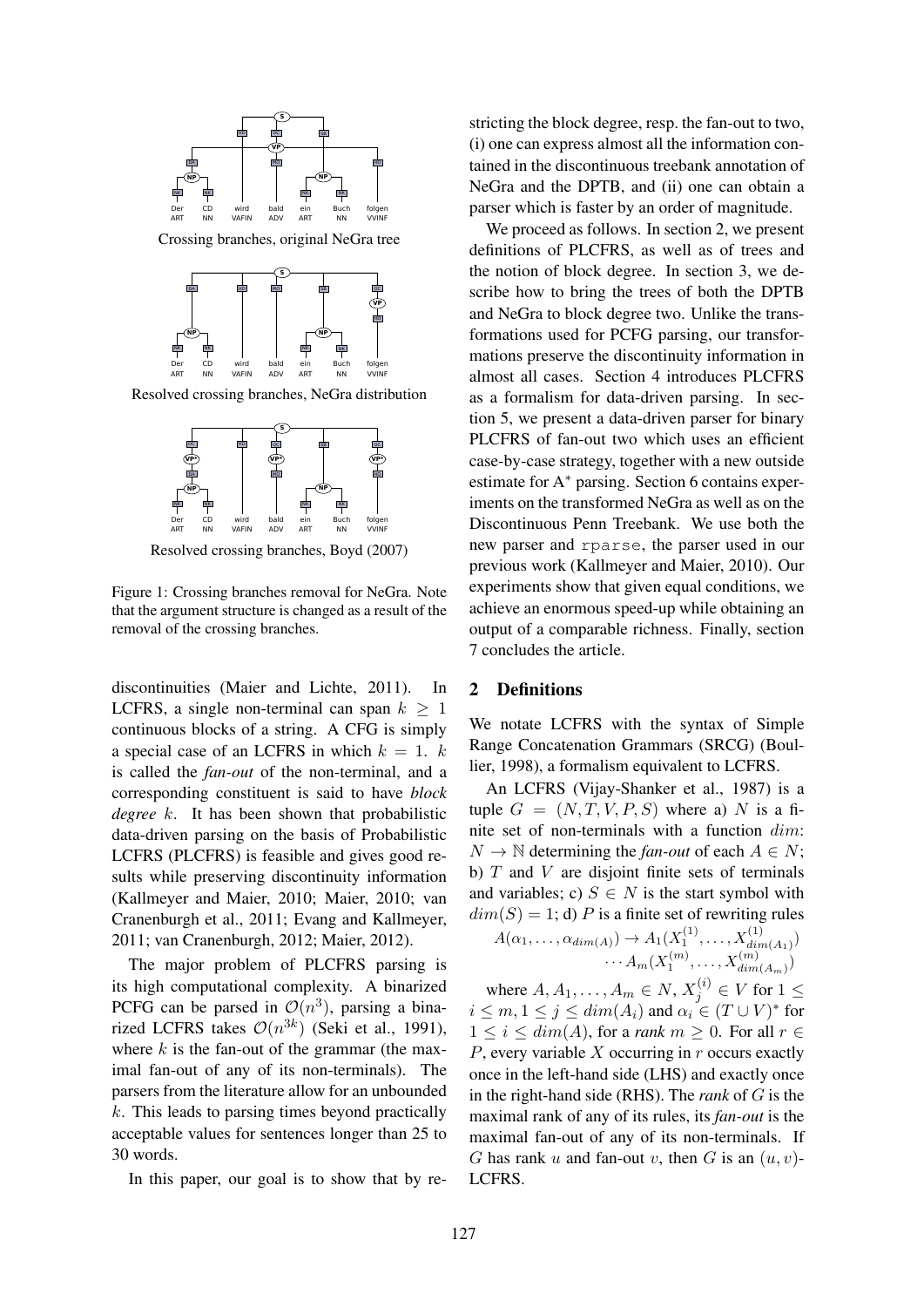Crossing branches, original NeGra tree

Resolved crossing branches, NeGra distribution

Resolved crossing branches, Boyd (2007)

Figure 1: Crossing branches removal for NeGra. Note that the argument structure is changed as a result of the removal of the crossing branches.

discontinuities (Maier and Lichte, 2011). In LCFRS, a single non-terminal can span $k \geq 1$ continuous blocks of a string. A CFG is simply a special case of an LCFRS in which $k = 1$. $k$ is called the *fan-out* of the non-terminal, and a corresponding constituent is said to have *block degree* $k$. It has been shown that probabilistic data-driven parsing on the basis of Probabilistic LCFRS (PLCFRS) is feasible and gives good results while preserving discontinuity information (Kallmeyer and Maier, 2010; Maier, 2010; van Cranenburgh et al., 2011; Evang and Kallmeyer, 2011; van Cranenburgh, 2012; Maier, 2012).

The major problem of PLCFRS parsing is its high computational complexity. A binarized PCFG can be parsed in $\mathcal{O}(n^3)$, parsing a binarized LCFRS takes $\mathcal{O}(n^{3k})$ (Seki et al., 1991), where $k$ is the fan-out of the grammar (the maximal fan-out of any of its non-terminals). The parsers from the literature allow for an unbounded $k$. This leads to parsing times beyond practically acceptable values for sentences longer than 25 to 30 words.

In this paper, our goal is to show that by restricting the block degree, resp. the fan-out to two, (i) one can express almost all the information contained in the discontinuous treebank annotation of NeGra and the DPTB, and (ii) one can obtain a parser which is faster by an order of magnitude.

We proceed as follows. In section 2, we present definitions of PLCFRS, as well as of trees and the notion of block degree. In section 3, we describe how to bring the trees of both the DPTB and NeGra to block degree two. Unlike the transformations used for PCFG parsing, our transformations preserve the discontinuity information in almost all cases. Section 4 introduces PLCFRS as a formalism for data-driven parsing. In section 5, we present a data-driven parser for binary PLCFRS of fan-out two which uses an efficient case-by-case strategy, together with a new outside estimate for A$^*$ parsing. Section 6 contains experiments on the transformed NeGra as well as on the Discontinuous Penn Treebank. We use both the new parser and `rparse`, the parser used in our previous work (Kallmeyer and Maier, 2010). Our experiments show that given equal conditions, we achieve an enormous speed-up while obtaining an output of a comparable richness. Finally, section 7 concludes the article.

## 2 Definitions

We notate LCFRS with the syntax of Simple Range Concatenation Grammars (SRCG) (Boullier, 1998), a formalism equivalent to LCFRS.

An LCFRS (Vijay-Shanker et al., 1987) is a tuple $G = (N, T, V, P, S)$ where a) $N$ is a finite set of non-terminals with a function $dim$: $N \rightarrow \mathbb{N}$ determining the *fan-out* of each $A \in N$; b) $T$ and $V$ are disjoint finite sets of terminals and variables; c) $S \in N$ is the start symbol with $dim(S) = 1$; d) $P$ is a finite set of rewriting rules

$$A(\alpha_1, \ldots, \alpha_{dim(A)}) \rightarrow A_1(X_1^{(1)}, \ldots, X_{dim(A_1)}^{(1)}) \cdots A_m(X_1^{(m)}, \ldots, X_{dim(A_m)}^{(m)})$$

where $A, A_1, \ldots, A_m \in N$, $X_j^{(i)} \in V$ for $1 \leq i \leq m, 1 \leq j \leq dim(A_i)$ and $\alpha_i \in (T \cup V)^*$ for $1 \leq i \leq dim(A)$, for a *rank* $m \geq 0$. For all $r \in P$, every variable $X$ occurring in $r$ occurs exactly once in the left-hand side (LHS) and exactly once in the right-hand side (RHS). The *rank* of $G$ is the maximal rank of any of its rules, its *fan-out* is the maximal fan-out of any of its non-terminals. If $G$ has rank $u$ and fan-out $v$, then $G$ is an $(u, v)$-LCFRS.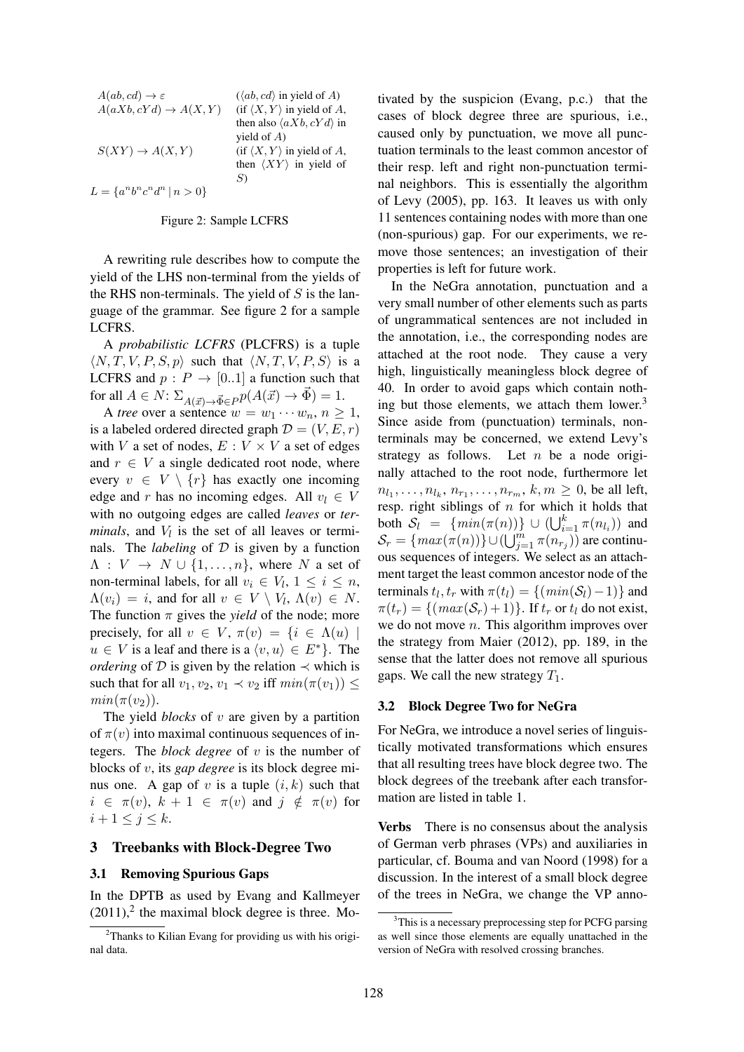| | |
|---|---|
| $A(ab, cd) \to \varepsilon$ | ($\langle ab, cd\rangle$ in yield of $A$) |
| $A(aXb, cYd) \to A(X, Y)$ | (if $\langle X, Y\rangle$ in yield of $A$, then also $\langle aXb, cYd\rangle$ in yield of $A$) |
| $S(XY) \to A(X, Y)$ | (if $\langle X, Y\rangle$ in yield of $A$, then $\langle XY\rangle$ in yield of $S$) |
| $L = \{a^n b^n c^n d^n \mid n > 0\}$ | |

Figure 2: Sample LCFRS

A rewriting rule describes how to compute the yield of the LHS non-terminal from the yields of the RHS non-terminals. The yield of $S$ is the language of the grammar. See figure 2 for a sample LCFRS.

A *probabilistic LCFRS* (PLCFRS) is a tuple $\langle N, T, V, P, S, p\rangle$ such that $\langle N, T, V, P, S\rangle$ is a LCFRS and $p : P \to [0..1]$ a function such that for all $A \in N$: $\Sigma_{A(\vec{x})\to\vec{\Phi}\in P}\, p(A(\vec{x}) \to \vec{\Phi}) = 1$.

A *tree* over a sentence $w = w_1 \cdots w_n$, $n \geq 1$, is a labeled ordered directed graph $\mathcal{D} = (V, E, r)$ with $V$ a set of nodes, $E : V \times V$ a set of edges and $r \in V$ a single dedicated root node, where every $v \in V \setminus \{r\}$ has exactly one incoming edge and $r$ has no incoming edges. All $v_l \in V$ with no outgoing edges are called *leaves* or *terminals*, and $V_l$ is the set of all leaves or terminals. The *labeling* of $\mathcal{D}$ is given by a function $\Lambda : V \to N \cup \{1, \ldots, n\}$, where $N$ a set of non-terminal labels, for all $v_i \in V_l$, $1 \leq i \leq n$, $\Lambda(v_i) = i$, and for all $v \in V \setminus V_l$, $\Lambda(v) \in N$. The function $\pi$ gives the *yield* of the node; more precisely, for all $v \in V$, $\pi(v) = \{i \in \Lambda(u) \mid u \in V$ is a leaf and there is a $\langle v, u\rangle \in E^*\}$. The *ordering* of $\mathcal{D}$ is given by the relation $\prec$ which is such that for all $v_1, v_2$, $v_1 \prec v_2$ iff $min(\pi(v_1)) \leq min(\pi(v_2))$.

The yield *blocks* of $v$ are given by a partition of $\pi(v)$ into maximal continuous sequences of integers. The *block degree* of $v$ is the number of blocks of $v$, its *gap degree* is its block degree minus one. A gap of $v$ is a tuple $(i, k)$ such that $i \in \pi(v)$, $k + 1 \in \pi(v)$ and $j \notin \pi(v)$ for $i + 1 \leq j \leq k$.

## 3 Treebanks with Block-Degree Two

### 3.1 Removing Spurious Gaps

In the DPTB as used by Evang and Kallmeyer (2011),[2] the maximal block degree is three. Motivated by the suspicion (Evang, p.c.) that the cases of block degree three are spurious, i.e., caused only by punctuation, we move all punctuation terminals to the least common ancestor of their resp. left and right non-punctuation terminal neighbors. This is essentially the algorithm of Levy (2005), pp. 163. It leaves us with only 11 sentences containing nodes with more than one (non-spurious) gap. For our experiments, we remove those sentences; an investigation of their properties is left for future work.

In the NeGra annotation, punctuation and a very small number of other elements such as parts of ungrammatical sentences are not included in the annotation, i.e., the corresponding nodes are attached at the root node. They cause a very high, linguistically meaningless block degree of 40. In order to avoid gaps which contain nothing but those elements, we attach them lower.[3] Since aside from (punctuation) terminals, non-terminals may be concerned, we extend Levy's strategy as follows. Let $n$ be a node originally attached to the root node, furthermore let $n_{l_1}, \ldots, n_{l_k}$, $n_{r_1}, \ldots, n_{r_m}$, $k, m \geq 0$, be all left, resp. right siblings of $n$ for which it holds that both $\mathcal{S}_l = \{min(\pi(n))\} \cup (\bigcup_{i=1}^{k} \pi(n_{l_i}))$ and $\mathcal{S}_r = \{max(\pi(n))\} \cup (\bigcup_{j=1}^{m} \pi(n_{r_j}))$ are continuous sequences of integers. We select as an attachment target the least common ancestor node of the terminals $t_l, t_r$ with $\pi(t_l) = \{(min(\mathcal{S}_l) - 1)\}$ and $\pi(t_r) = \{(max(\mathcal{S}_r) + 1)\}$. If $t_r$ or $t_l$ do not exist, we do not move $n$. This algorithm improves over the strategy from Maier (2012), pp. 189, in the sense that the latter does not remove all spurious gaps. We call the new strategy $T_1$.

### 3.2 Block Degree Two for NeGra

For NeGra, we introduce a novel series of linguistically motivated transformations which ensures that all resulting trees have block degree two. The block degrees of the treebank after each transformation are listed in table 1.

**Verbs** There is no consensus about the analysis of German verb phrases (VPs) and auxiliaries in particular, cf. Bouma and van Noord (1998) for a discussion. In the interest of a small block degree of the trees in NeGra, we change the VP anno-

[2] Thanks to Kilian Evang for providing us with his original data.

[3] This is a necessary preprocessing step for PCFG parsing as well since those elements are equally unattached in the version of NeGra with resolved crossing branches.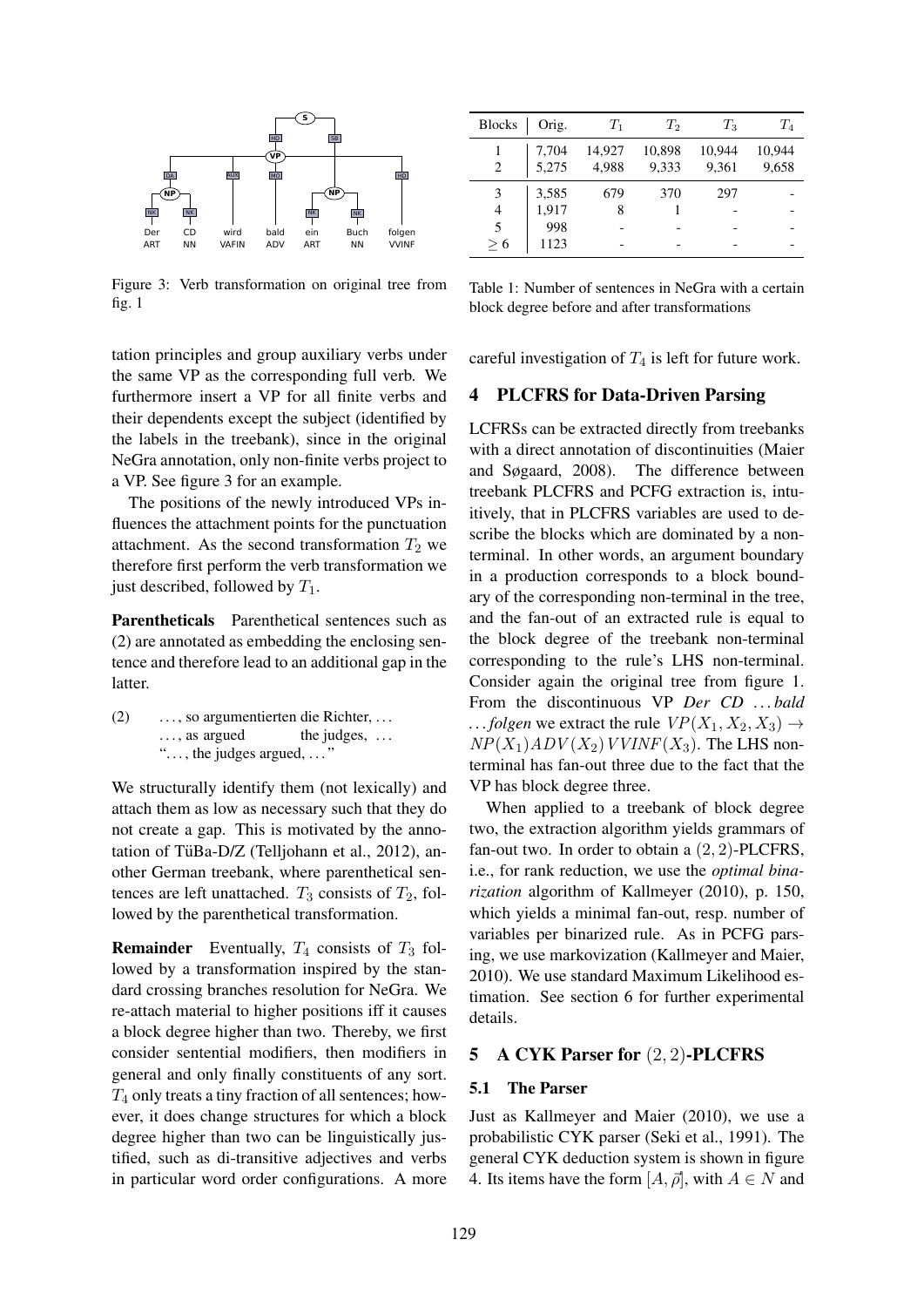Figure 3: Verb transformation on original tree from fig. 1

| Blocks | Orig. | $T_1$ | $T_2$ | $T_3$ | $T_4$ |
|---|---|---|---|---|---|
| 1 | 7,704 | 14,927 | 10,898 | 10,944 | 10,944 |
| 2 | 5,275 | 4,988 | 9,333 | 9,361 | 9,658 |
| 3 | 3,585 | 679 | 370 | 297 | - |
| 4 | 1,917 | 8 | 1 | - | - |
| 5 | 998 | - | - | - | - |
| $\geq 6$ | 1123 | - | - | - | - |

Table 1: Number of sentences in NeGra with a certain block degree before and after transformations

tation principles and group auxiliary verbs under the same VP as the corresponding full verb. We furthermore insert a VP for all finite verbs and their dependents except the subject (identified by the labels in the treebank), since in the original NeGra annotation, only non-finite verbs project to a VP. See figure 3 for an example.

The positions of the newly introduced VPs influences the attachment points for the punctuation attachment. As the second transformation $T_2$ we therefore first perform the verb transformation we just described, followed by $T_1$.

**Parentheticals** Parenthetical sentences such as (2) are annotated as embedding the enclosing sentence and therefore lead to an additional gap in the latter.

(2) . . . , so argumentierten die Richter, . . .
. . . , as argued the judges, . . .
". . . , the judges argued, . . . "

We structurally identify them (not lexically) and attach them as low as necessary such that they do not create a gap. This is motivated by the annotation of TüBa-D/Z (Telljohann et al., 2012), another German treebank, where parenthetical sentences are left unattached. $T_3$ consists of $T_2$, followed by the parenthetical transformation.

**Remainder** Eventually, $T_4$ consists of $T_3$ followed by a transformation inspired by the standard crossing branches resolution for NeGra. We re-attach material to higher positions iff it causes a block degree higher than two. Thereby, we first consider sentential modifiers, then modifiers in general and only finally constituents of any sort. $T_4$ only treats a tiny fraction of all sentences; however, it does change structures for which a block degree higher than two can be linguistically justified, such as di-transitive adjectives and verbs in particular word order configurations. A more careful investigation of $T_4$ is left for future work.

## 4 PLCFRS for Data-Driven Parsing

LCFRSs can be extracted directly from treebanks with a direct annotation of discontinuities (Maier and Søgaard, 2008). The difference between treebank PLCFRS and PCFG extraction is, intuitively, that in PLCFRS variables are used to describe the blocks which are dominated by a non-terminal. In other words, an argument boundary in a production corresponds to a block boundary of the corresponding non-terminal in the tree, and the fan-out of an extracted rule is equal to the block degree of the treebank non-terminal corresponding to the rule's LHS non-terminal. Consider again the original tree from figure 1. From the discontinuous VP *Der CD . . . bald . . . folgen* we extract the rule $VP(X_1, X_2, X_3) \rightarrow NP(X_1) ADV(X_2) VVINF(X_3)$. The LHS non-terminal has fan-out three due to the fact that the VP has block degree three.

When applied to a treebank of block degree two, the extraction algorithm yields grammars of fan-out two. In order to obtain a $(2, 2)$-PLCFRS, i.e., for rank reduction, we use the *optimal binarization* algorithm of Kallmeyer (2010), p. 150, which yields a minimal fan-out, resp. number of variables per binarized rule. As in PCFG parsing, we use markovization (Kallmeyer and Maier, 2010). We use standard Maximum Likelihood estimation. See section 6 for further experimental details.

## 5 A CYK Parser for $(2, 2)$-PLCFRS

### 5.1 The Parser

Just as Kallmeyer and Maier (2010), we use a probabilistic CYK parser (Seki et al., 1991). The general CYK deduction system is shown in figure 4. Its items have the form $[A, \vec{\rho}]$, with $A \in N$ and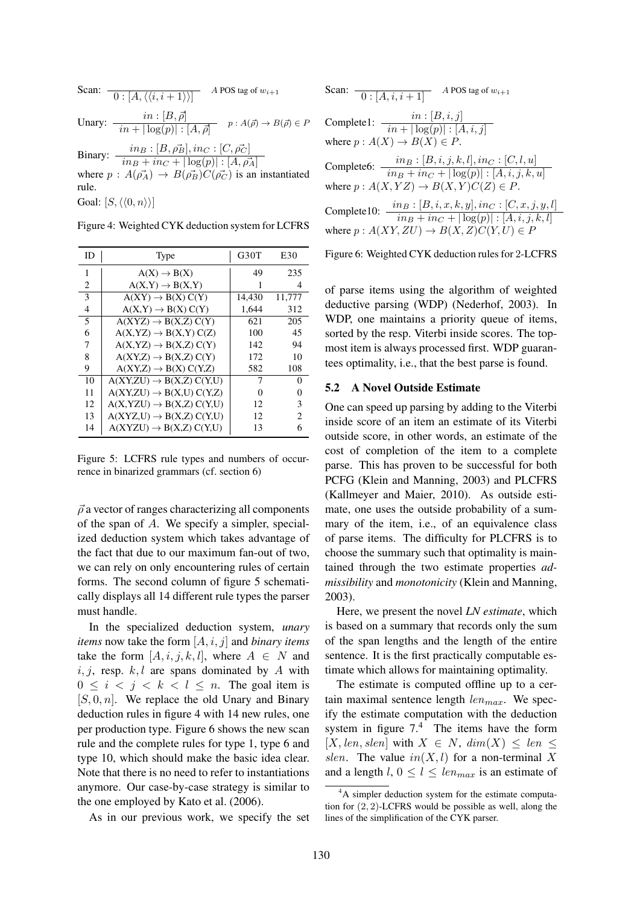Scan: $\dfrac{}{0 : [A, \langle\langle i, i+1 \rangle\rangle]}$ $\quad$ $A$ POS tag of $w_{i+1}$

Unary: $\dfrac{in : [B, \vec{\rho}]}{in + |\log(p)| : [A, \vec{\rho}]}$ $\quad p : A(\vec{\rho}) \rightarrow B(\vec{\rho}) \in P$

Binary: $\dfrac{in_B : [B, \vec{\rho_B}], in_C : [C, \vec{\rho_C}]}{in_B + in_C + |\log(p)| : [A, \vec{\rho_A}]}$
where $p : A(\vec{\rho_A}) \rightarrow B(\vec{\rho_B}) C(\vec{\rho_C})$ is an instantiated rule.

Goal: $[S, \langle\langle 0, n \rangle\rangle]$

Figure 4: Weighted CYK deduction system for LCFRS

| ID | Type | G30T | E30 |
|---|---|---|---|
| 1 | A(X) → B(X) | 49 | 235 |
| 2 | A(X,Y) → B(X,Y) | 1 | 4 |
| 3 | A(XY) → B(X) C(Y) | 14,430 | 11,777 |
| 4 | A(X,Y) → B(X) C(Y) | 1,644 | 312 |
| 5 | A(XYZ) → B(X,Z) C(Y) | 621 | 205 |
| 6 | A(X,YZ) → B(X,Y) C(Z) | 100 | 45 |
| 7 | A(X,YZ) → B(X,Z) C(Y) | 142 | 94 |
| 8 | A(XY,Z) → B(X,Z) C(Y) | 172 | 10 |
| 9 | A(XY,Z) → B(X) C(Y,Z) | 582 | 108 |
| 10 | A(XY,ZU) → B(X,Z) C(Y,U) | 7 | 0 |
| 11 | A(XY,ZU) → B(X,U) C(Y,Z) | 0 | 0 |
| 12 | A(X,YZU) → B(X,Z) C(Y,U) | 12 | 3 |
| 13 | A(XYZ,U) → B(X,Z) C(Y,U) | 12 | 2 |
| 14 | A(XYZU) → B(X,Z) C(Y,U) | 13 | 6 |

Figure 5: LCFRS rule types and numbers of occurrence in binarized grammars (cf. section 6)

$\vec{\rho}$ a vector of ranges characterizing all components of the span of $A$. We specify a simpler, specialized deduction system which takes advantage of the fact that due to our maximum fan-out of two, we can rely on only encountering rules of certain forms. The second column of figure 5 schematically displays all 14 different rule types the parser must handle.

In the specialized deduction system, *unary items* now take the form $[A, i, j]$ and *binary items* take the form $[A, i, j, k, l]$, where $A \in N$ and $i, j$, resp. $k, l$ are spans dominated by $A$ with $0 \leq i < j < k < l \leq n$. The goal item is $[S, 0, n]$. We replace the old Unary and Binary deduction rules in figure 4 with 14 new rules, one per production type. Figure 6 shows the new scan rule and the complete rules for type 1, type 6 and type 10, which should make the basic idea clear. Note that there is no need to refer to instantiations anymore. Our case-by-case strategy is similar to the one employed by Kato et al. (2006).

As in our previous work, we specify the set

Scan: $\dfrac{}{0 : [A, i, i+1]}$ $\quad$ $A$ POS tag of $w_{i+1}$

Complete1: $\dfrac{in : [B, i, j]}{in + |\log(p)| : [A, i, j]}$
where $p : A(X) \rightarrow B(X) \in P$.

Complete6: $\dfrac{in_B : [B, i, j, k, l], in_C : [C, l, u]}{in_B + in_C + |\log(p)| : [A, i, j, k, u]}$
where $p : A(X, YZ) \rightarrow B(X, Y) C(Z) \in P$.

Complete10: $\dfrac{in_B : [B, i, x, k, y], in_C : [C, x, j, y, l]}{in_B + in_C + |\log(p)| : [A, i, j, k, l]}$
where $p : A(XY, ZU) \rightarrow B(X, Z) C(Y, U) \in P$

Figure 6: Weighted CYK deduction rules for 2-LCFRS

of parse items using the algorithm of weighted deductive parsing (WDP) (Nederhof, 2003). In WDP, one maintains a priority queue of items, sorted by the resp. Viterbi inside scores. The topmost item is always processed first. WDP guarantees optimality, i.e., that the best parse is found.

### 5.2 A Novel Outside Estimate

One can speed up parsing by adding to the Viterbi inside score of an item an estimate of its Viterbi outside score, in other words, an estimate of the cost of completion of the item to a complete parse. This has proven to be successful for both PCFG (Klein and Manning, 2003) and PLCFRS (Kallmeyer and Maier, 2010). As outside estimate, one uses the outside probability of a summary of the item, i.e., of an equivalence class of parse items. The difficulty for PLCFRS is to choose the summary such that optimality is maintained through the two estimate properties *admissibility* and *monotonicity* (Klein and Manning, 2003).

Here, we present the novel *LN estimate*, which is based on a summary that records only the sum of the span lengths and the length of the entire sentence. It is the first practically computable estimate which allows for maintaining optimality.

The estimate is computed offline up to a certain maximal sentence length $len_{max}$. We specify the estimate computation with the deduction system in figure 7.[4] The items have the form $[X, len, slen]$ with $X \in N$, $dim(X) \leq len \leq slen$. The value $in(X, l)$ for a non-terminal $X$ and a length $l$, $0 \leq l \leq len_{max}$ is an estimate of

[4] A simpler deduction system for the estimate computation for $(2, 2)$-LCFRS would be possible as well, along the lines of the simplification of the CYK parser.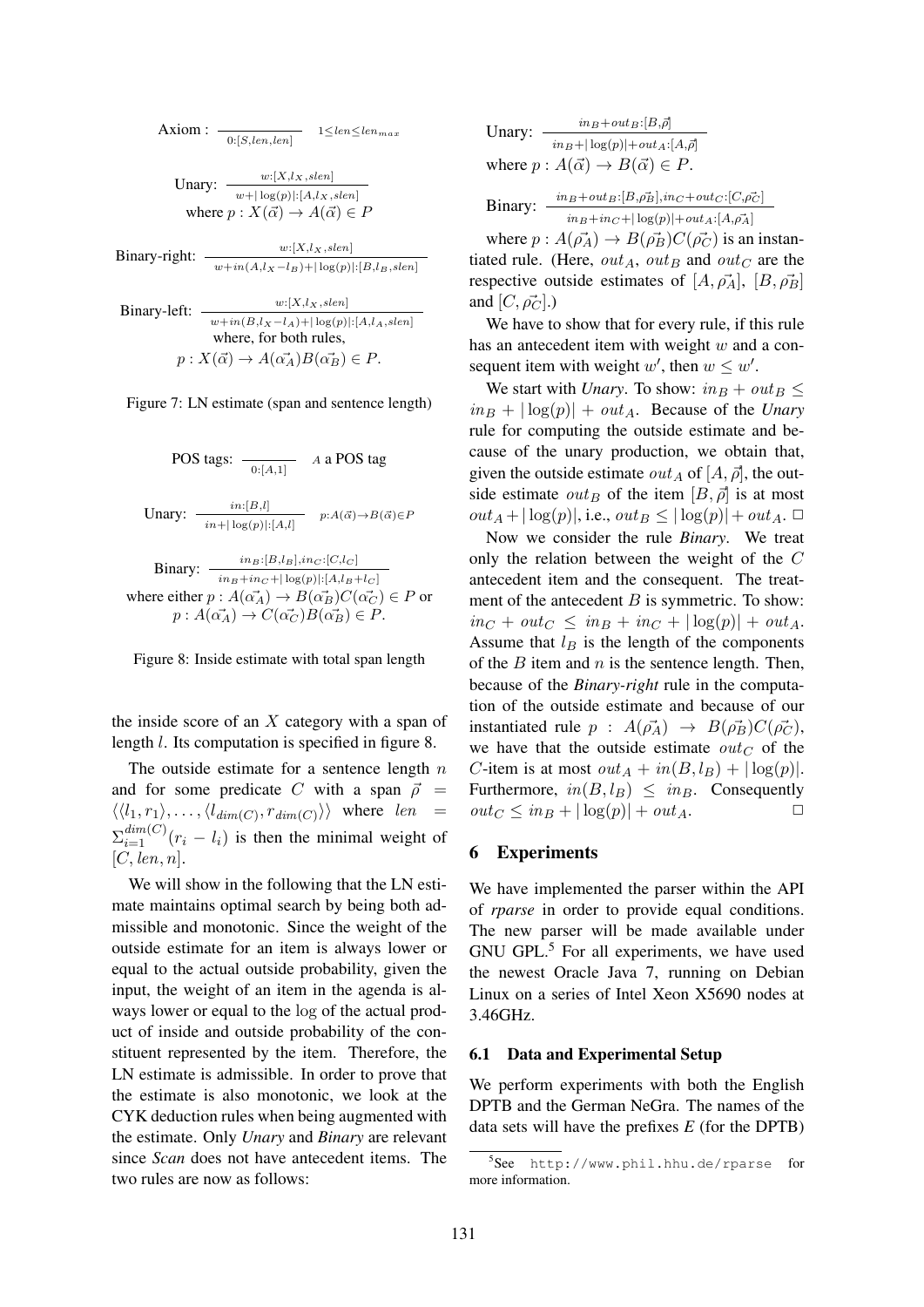Axiom : $$\frac{}{0:[S, len, len]} \quad 1 \leq len \leq len_{max}$$

Unary: $$\frac{w : [X, l_X, slen]}{w + |\log(p)| : [A, l_X, slen]}$$
where $p : X(\vec{\alpha}) \rightarrow A(\vec{\alpha}) \in P$

Binary-right: $$\frac{w : [X, l_X, slen]}{w + in(A, l_X - l_B) + |\log(p)| : [B, l_B, slen]}$$

Binary-left: $$\frac{w : [X, l_X, slen]}{w + in(B, l_X - l_A) + |\log(p)| : [A, l_A, slen]}$$
where, for both rules,
$p : X(\vec{\alpha}) \rightarrow A(\vec{\alpha_A}) B(\vec{\alpha_B}) \in P$.

Figure 7: LN estimate (span and sentence length)

POS tags: $$\frac{}{0 : [A, 1]} \quad A \text{ a POS tag}$$

Unary: $$\frac{in : [B, l]}{in + |\log(p)| : [A, l]} \quad p : A(\vec{\alpha}) \rightarrow B(\vec{\alpha}) \in P$$

Binary: $$\frac{in_B : [B, l_B], in_C : [C, l_C]}{in_B + in_C + |\log(p)| : [A, l_B + l_C]}$$
where either $p : A(\vec{\alpha_A}) \rightarrow B(\vec{\alpha_B}) C(\vec{\alpha_C}) \in P$ or $p : A(\vec{\alpha_A}) \rightarrow C(\vec{\alpha_C}) B(\vec{\alpha_B}) \in P$.

Figure 8: Inside estimate with total span length

the inside score of an $X$ category with a span of length $l$. Its computation is specified in figure 8.

The outside estimate for a sentence length $n$ and for some predicate $C$ with a span $\vec{\rho} = \langle\langle l_1, r_1\rangle, \ldots, \langle l_{dim(C)}, r_{dim(C)}\rangle\rangle$ where $len = \Sigma_{i=1}^{dim(C)}(r_i - l_i)$ is then the minimal weight of $[C, len, n]$.

We will show in the following that the LN estimate maintains optimal search by being both admissible and monotonic. Since the weight of the outside estimate for an item is always lower or equal to the actual outside probability, given the input, the weight of an item in the agenda is always lower or equal to the log of the actual product of inside and outside probability of the constituent represented by the item. Therefore, the LN estimate is admissible. In order to prove that the estimate is also monotonic, we look at the CYK deduction rules when being augmented with the estimate. Only *Unary* and *Binary* are relevant since *Scan* does not have antecedent items. The two rules are now as follows:

Unary: $$\frac{in_B + out_B : [B, \vec{\rho}]}{in_B + |\log(p)| + out_A : [A, \vec{\rho}]}$$
where $p : A(\vec{\alpha}) \rightarrow B(\vec{\alpha}) \in P$.

Binary: $$\frac{in_B + out_B : [B, \vec{\rho_B}], in_C + out_C : [C, \vec{\rho_C}]}{in_B + in_C + |\log(p)| + out_A : [A, \vec{\rho_A}]}$$

where $p : A(\vec{\rho_A}) \rightarrow B(\vec{\rho_B}) C(\vec{\rho_C})$ is an instantiated rule. (Here, $out_A$, $out_B$ and $out_C$ are the respective outside estimates of $[A, \vec{\rho_A}]$, $[B, \vec{\rho_B}]$ and $[C, \vec{\rho_C}]$.)

We have to show that for every rule, if this rule has an antecedent item with weight $w$ and a consequent item with weight $w'$, then $w \leq w'$.

We start with *Unary*. To show: $in_B + out_B \leq in_B + |\log(p)| + out_A$. Because of the *Unary* rule for computing the outside estimate and because of the unary production, we obtain that, given the outside estimate $out_A$ of $[A, \vec{\rho}]$, the outside estimate $out_B$ of the item $[B, \vec{\rho}]$ is at most $out_A + |\log(p)|$, i.e., $out_B \leq |\log(p)| + out_A$. □

Now we consider the rule ***Binary***. We treat only the relation between the weight of the $C$ antecedent item and the consequent. The treatment of the antecedent $B$ is symmetric. To show: $in_C + out_C \leq in_B + in_C + |\log(p)| + out_A$. Assume that $l_B$ is the length of the components of the $B$ item and $n$ is the sentence length. Then, because of the ***Binary-right*** rule in the computation of the outside estimate and because of our instantiated rule $p : A(\vec{\rho_A}) \rightarrow B(\vec{\rho_B}) C(\vec{\rho_C})$, we have that the outside estimate $out_C$ of the $C$-item is at most $out_A + in(B, l_B) + |\log(p)|$. Furthermore, $in(B, l_B) \leq in_B$. Consequently $out_C \leq in_B + |\log(p)| + out_A$. □

## 6 Experiments

We have implemented the parser within the API of *rparse* in order to provide equal conditions. The new parser will be made available under GNU GPL.[5] For all experiments, we have used the newest Oracle Java 7, running on Debian Linux on a series of Intel Xeon X5690 nodes at 3.46GHz.

### 6.1 Data and Experimental Setup

We perform experiments with both the English DPTB and the German NeGra. The names of the data sets will have the prefixes *E* (for the DPTB)

[5] See `http://www.phil.hhu.de/rparse` for more information.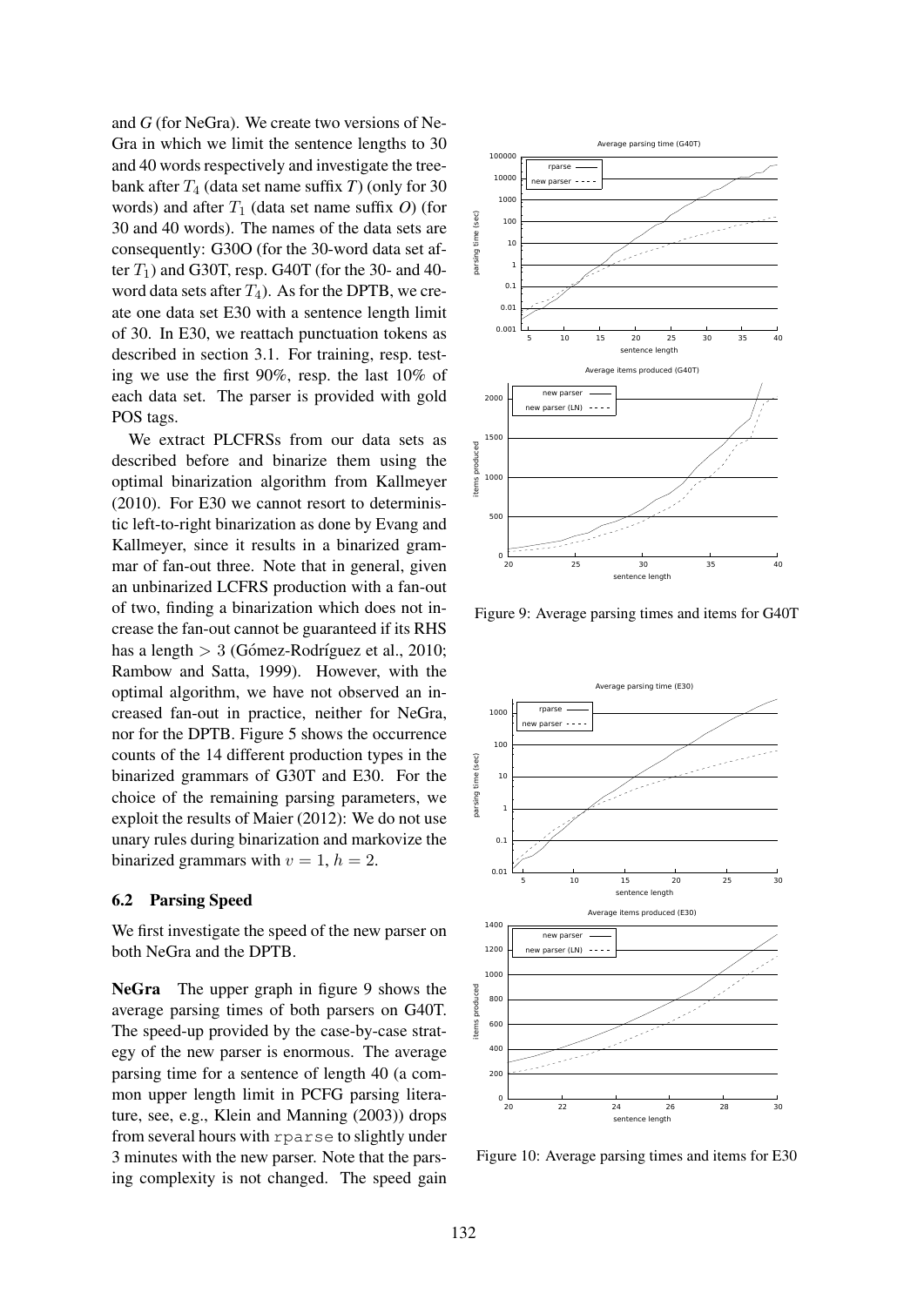and *G* (for NeGra). We create two versions of NeGra in which we limit the sentence lengths to 30 and 40 words respectively and investigate the treebank after $T_4$ (data set name suffix *T*) (only for 30 words) and after $T_1$ (data set name suffix *O*) (for 30 and 40 words). The names of the data sets are consequently: G30O (for the 30-word data set after $T_1$) and G30T, resp. G40T (for the 30- and 40-word data sets after $T_4$). As for the DPTB, we create one data set E30 with a sentence length limit of 30. In E30, we reattach punctuation tokens as described in section 3.1. For training, resp. testing we use the first 90%, resp. the last 10% of each data set. The parser is provided with gold POS tags.

We extract PLCFRSs from our data sets as described before and binarize them using the optimal binarization algorithm from Kallmeyer (2010). For E30 we cannot resort to deterministic left-to-right binarization as done by Evang and Kallmeyer, since it results in a binarized grammar of fan-out three. Note that in general, given an unbinarized LCFRS production with a fan-out of two, finding a binarization which does not increase the fan-out cannot be guaranteed if its RHS has a length $> 3$ (Gómez-Rodríguez et al., 2010; Rambow and Satta, 1999). However, with the optimal algorithm, we have not observed an increased fan-out in practice, neither for NeGra, nor for the DPTB. Figure 5 shows the occurrence counts of the 14 different production types in the binarized grammars of G30T and E30. For the choice of the remaining parsing parameters, we exploit the results of Maier (2012): We do not use unary rules during binarization and markovize the binarized grammars with $v = 1$, $h = 2$.

### 6.2 Parsing Speed

We first investigate the speed of the new parser on both NeGra and the DPTB.

**NeGra** The upper graph in figure 9 shows the average parsing times of both parsers on G40T. The speed-up provided by the case-by-case strategy of the new parser is enormous. The average parsing time for a sentence of length 40 (a common upper length limit in PCFG parsing literature, see, e.g., Klein and Manning (2003)) drops from several hours with `rparse` to slightly under 3 minutes with the new parser. Note that the parsing complexity is not changed. The speed gain

Figure 9: Average parsing times and items for G40T

Figure 10: Average parsing times and items for E30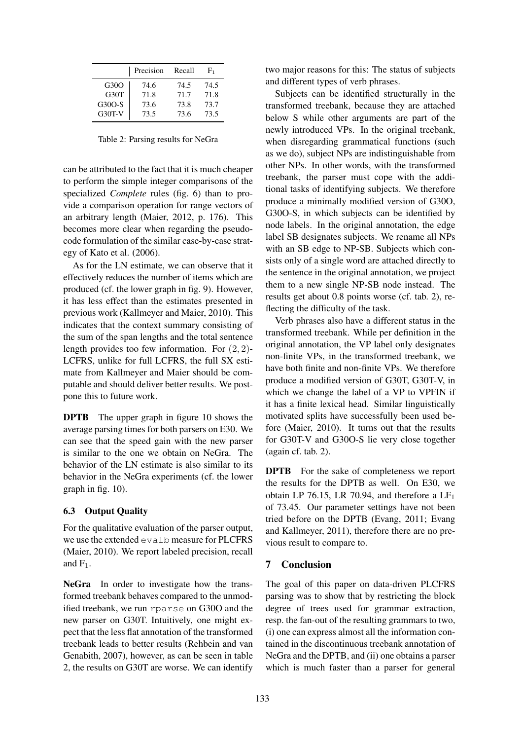|  | Precision | Recall | $F_1$ |
|---|---|---|---|
| G30O | 74.6 | 74.5 | 74.5 |
| G30T | 71.8 | 71.7 | 71.8 |
| G30O-S | 73.6 | 73.8 | 73.7 |
| G30T-V | 73.5 | 73.6 | 73.5 |

Table 2: Parsing results for NeGra

can be attributed to the fact that it is much cheaper to perform the simple integer comparisons of the specialized *Complete* rules (fig. 6) than to provide a comparison operation for range vectors of an arbitrary length (Maier, 2012, p. 176). This becomes more clear when regarding the pseudo-code formulation of the similar case-by-case strategy of Kato et al. (2006).

As for the LN estimate, we can observe that it effectively reduces the number of items which are produced (cf. the lower graph in fig. 9). However, it has less effect than the estimates presented in previous work (Kallmeyer and Maier, 2010). This indicates that the context summary consisting of the sum of the span lengths and the total sentence length provides too few information. For $(2, 2)$-LCFRS, unlike for full LCFRS, the full SX estimate from Kallmeyer and Maier should be computable and should deliver better results. We postpone this to future work.

**DPTB** The upper graph in figure 10 shows the average parsing times for both parsers on E30. We can see that the speed gain with the new parser is similar to the one we obtain on NeGra. The behavior of the LN estimate is also similar to its behavior in the NeGra experiments (cf. the lower graph in fig. 10).

### 6.3 Output Quality

For the qualitative evaluation of the parser output, we use the extended `evalb` measure for PLCFRS (Maier, 2010). We report labeled precision, recall and $F_1$.

**NeGra** In order to investigate how the transformed treebank behaves compared to the unmodified treebank, we run `rparse` on G30O and the new parser on G30T. Intuitively, one might expect that the less flat annotation of the transformed treebank leads to better results (Rehbein and van Genabith, 2007), however, as can be seen in table 2, the results on G30T are worse. We can identify two major reasons for this: The status of subjects and different types of verb phrases.

Subjects can be identified structurally in the transformed treebank, because they are attached below S while other arguments are part of the newly introduced VPs. In the original treebank, when disregarding grammatical functions (such as we do), subject NPs are indistinguishable from other NPs. In other words, with the transformed treebank, the parser must cope with the additional tasks of identifying subjects. We therefore produce a minimally modified version of G30O, G30O-S, in which subjects can be identified by node labels. In the original annotation, the edge label SB designates subjects. We rename all NPs with an SB edge to NP-SB. Subjects which consists only of a single word are attached directly to the sentence in the original annotation, we project them to a new single NP-SB node instead. The results get about 0.8 points worse (cf. tab. 2), reflecting the difficulty of the task.

Verb phrases also have a different status in the transformed treebank. While per definition in the original annotation, the VP label only designates non-finite VPs, in the transformed treebank, we have both finite and non-finite VPs. We therefore produce a modified version of G30T, G30T-V, in which we change the label of a VP to VPFIN if it has a finite lexical head. Similar linguistically motivated splits have successfully been used before (Maier, 2010). It turns out that the results for G30T-V and G30O-S lie very close together (again cf. tab. 2).

**DPTB** For the sake of completeness we report the results for the DPTB as well. On E30, we obtain LP 76.15, LR 70.94, and therefore a $LF_1$ of 73.45. Our parameter settings have not been tried before on the DPTB (Evang, 2011; Evang and Kallmeyer, 2011), therefore there are no previous result to compare to.

## 7 Conclusion

The goal of this paper on data-driven PLCFRS parsing was to show that by restricting the block degree of trees used for grammar extraction, resp. the fan-out of the resulting grammars to two, (i) one can express almost all the information contained in the discontinuous treebank annotation of NeGra and the DPTB, and (ii) one obtains a parser which is much faster than a parser for general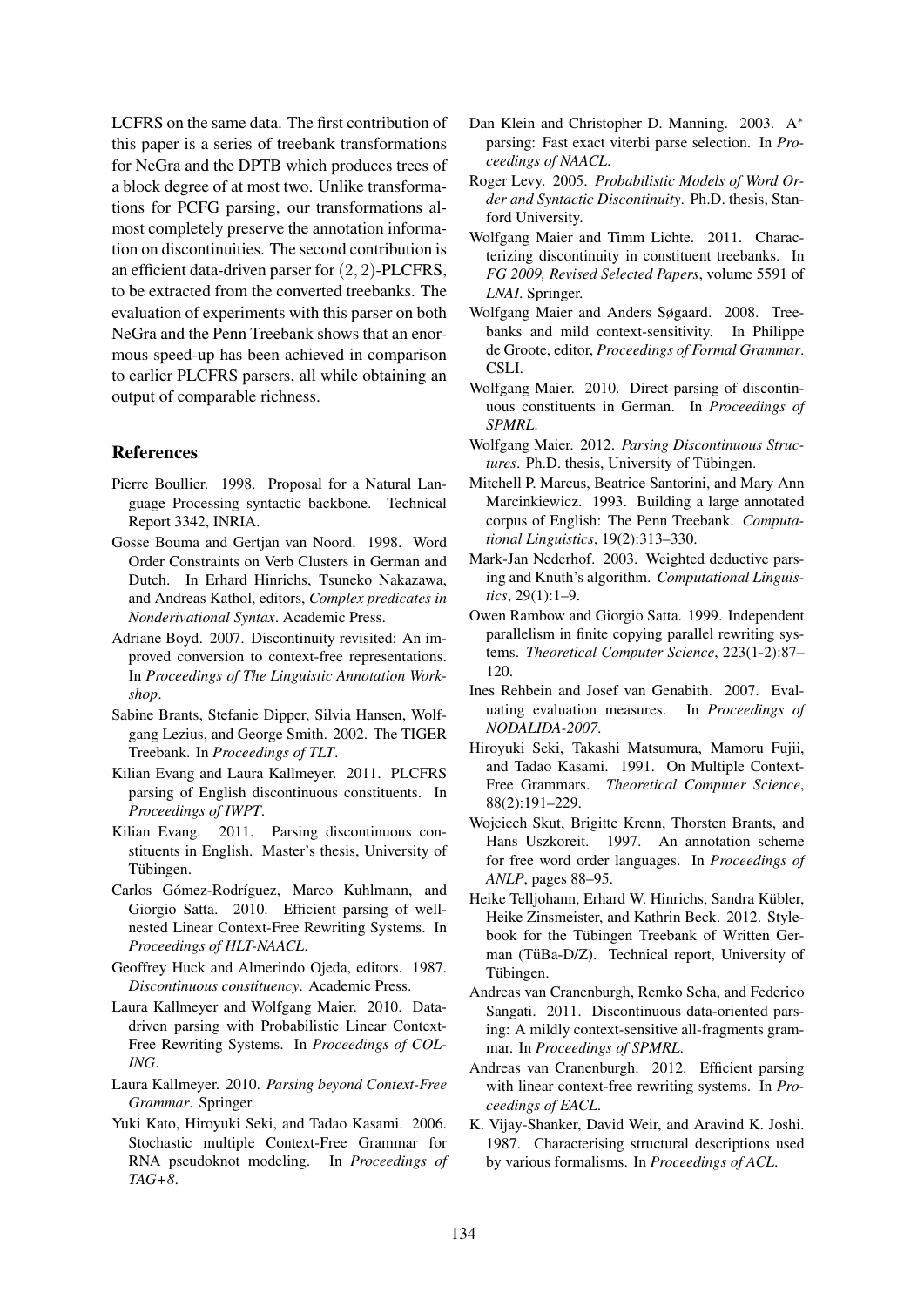LCFRS on the same data. The first contribution of this paper is a series of treebank transformations for NeGra and the DPTB which produces trees of a block degree of at most two. Unlike transformations for PCFG parsing, our transformations almost completely preserve the annotation information on discontinuities. The second contribution is an efficient data-driven parser for $(2, 2)$-PLCFRS, to be extracted from the converted treebanks. The evaluation of experiments with this parser on both NeGra and the Penn Treebank shows that an enormous speed-up has been achieved in comparison to earlier PLCFRS parsers, all while obtaining an output of comparable richness.

## References

Pierre Boullier. 1998. Proposal for a Natural Language Processing syntactic backbone. Technical Report 3342, INRIA.

Gosse Bouma and Gertjan van Noord. 1998. Word Order Constraints on Verb Clusters in German and Dutch. In Erhard Hinrichs, Tsuneko Nakazawa, and Andreas Kathol, editors, *Complex predicates in Nonderivational Syntax*. Academic Press.

Adriane Boyd. 2007. Discontinuity revisited: An improved conversion to context-free representations. In *Proceedings of The Linguistic Annotation Workshop*.

Sabine Brants, Stefanie Dipper, Silvia Hansen, Wolfgang Lezius, and George Smith. 2002. The TIGER Treebank. In *Proceedings of TLT*.

Kilian Evang and Laura Kallmeyer. 2011. PLCFRS parsing of English discontinuous constituents. In *Proceedings of IWPT*.

Kilian Evang. 2011. Parsing discontinuous constituents in English. Master's thesis, University of Tübingen.

Carlos Gómez-Rodríguez, Marco Kuhlmann, and Giorgio Satta. 2010. Efficient parsing of well-nested Linear Context-Free Rewriting Systems. In *Proceedings of HLT-NAACL*.

Geoffrey Huck and Almerindo Ojeda, editors. 1987. *Discontinuous constituency*. Academic Press.

Laura Kallmeyer and Wolfgang Maier. 2010. Data-driven parsing with Probabilistic Linear Context-Free Rewriting Systems. In *Proceedings of COLING*.

Laura Kallmeyer. 2010. *Parsing beyond Context-Free Grammar*. Springer.

Yuki Kato, Hiroyuki Seki, and Tadao Kasami. 2006. Stochastic multiple Context-Free Grammar for RNA pseudoknot modeling. In *Proceedings of TAG+8*.

Dan Klein and Christopher D. Manning. 2003. A* parsing: Fast exact viterbi parse selection. In *Proceedings of NAACL*.

Roger Levy. 2005. *Probabilistic Models of Word Order and Syntactic Discontinuity*. Ph.D. thesis, Stanford University.

Wolfgang Maier and Timm Lichte. 2011. Characterizing discontinuity in constituent treebanks. In *FG 2009, Revised Selected Papers*, volume 5591 of *LNAI*. Springer.

Wolfgang Maier and Anders Søgaard. 2008. Treebanks and mild context-sensitivity. In Philippe de Groote, editor, *Proceedings of Formal Grammar*. CSLI.

Wolfgang Maier. 2010. Direct parsing of discontinuous constituents in German. In *Proceedings of SPMRL*.

Wolfgang Maier. 2012. *Parsing Discontinuous Structures*. Ph.D. thesis, University of Tübingen.

Mitchell P. Marcus, Beatrice Santorini, and Mary Ann Marcinkiewicz. 1993. Building a large annotated corpus of English: The Penn Treebank. *Computational Linguistics*, 19(2):313–330.

Mark-Jan Nederhof. 2003. Weighted deductive parsing and Knuth's algorithm. *Computational Linguistics*, 29(1):1–9.

Owen Rambow and Giorgio Satta. 1999. Independent parallelism in finite copying parallel rewriting systems. *Theoretical Computer Science*, 223(1-2):87–120.

Ines Rehbein and Josef van Genabith. 2007. Evaluating evaluation measures. In *Proceedings of NODALIDA-2007*.

Hiroyuki Seki, Takashi Matsumura, Mamoru Fujii, and Tadao Kasami. 1991. On Multiple Context-Free Grammars. *Theoretical Computer Science*, 88(2):191–229.

Wojciech Skut, Brigitte Krenn, Thorsten Brants, and Hans Uszkoreit. 1997. An annotation scheme for free word order languages. In *Proceedings of ANLP*, pages 88–95.

Heike Telljohann, Erhard W. Hinrichs, Sandra Kübler, Heike Zinsmeister, and Kathrin Beck. 2012. Stylebook for the Tübingen Treebank of Written German (TüBa-D/Z). Technical report, University of Tübingen.

Andreas van Cranenburgh, Remko Scha, and Federico Sangati. 2011. Discontinuous data-oriented parsing: A mildly context-sensitive all-fragments grammar. In *Proceedings of SPMRL*.

Andreas van Cranenburgh. 2012. Efficient parsing with linear context-free rewriting systems. In *Proceedings of EACL*.

K. Vijay-Shanker, David Weir, and Aravind K. Joshi. 1987. Characterising structural descriptions used by various formalisms. In *Proceedings of ACL*.